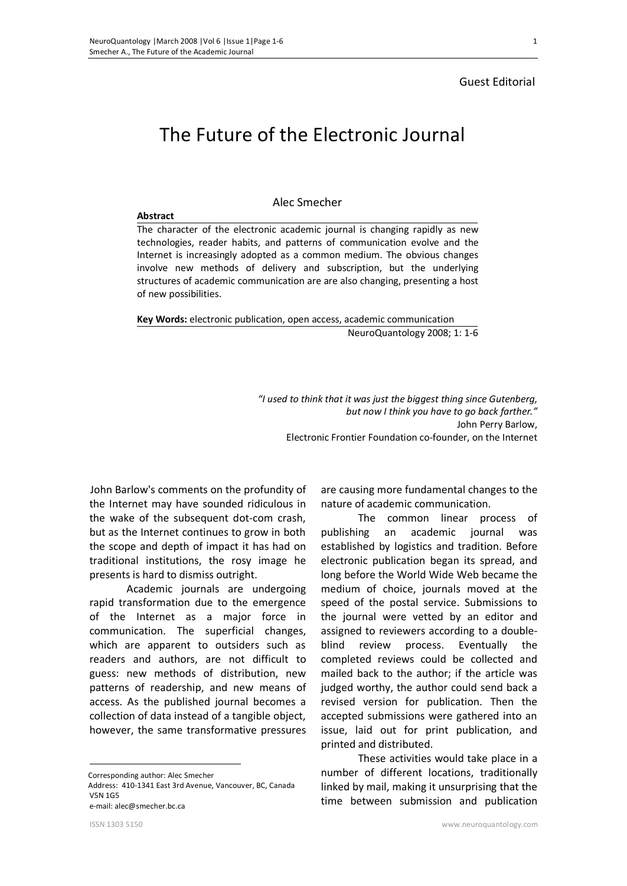Guest Editorial

# The Future of the Electronic Journal

Alec Smecher

**Abstract**

The character of the electronic academic journal is changing rapidly as new technologies, reader habits, and patterns of communication evolve and the Internet is increasingly adopted as a common medium. The obvious changes involve new methods of delivery and subscription, but the underlying structures of academic communication are are also changing, presenting a host of new possibilities.

**Key Words:** electronic publication, open access, academic communication

NeuroQuantology 2008; 1: 1-6

> *"I used to think that it was just the biggest thing since Gutenberg, but now I think you have to go back farther."*
> John Perry Barlow,
> Electronic Frontier Foundation co-founder, on the Internet

John Barlow's comments on the profundity of the Internet may have sounded ridiculous in the wake of the subsequent dot-com crash, but as the Internet continues to grow in both the scope and depth of impact it has had on traditional institutions, the rosy image he presents is hard to dismiss outright.

Academic journals are undergoing rapid transformation due to the emergence of the Internet as a major force in communication. The superficial changes, which are apparent to outsiders such as readers and authors, are not difficult to guess: new methods of distribution, new patterns of readership, and new means of access. As the published journal becomes a collection of data instead of a tangible object, however, the same transformative pressures are causing more fundamental changes to the nature of academic communication.

The common linear process of publishing an academic journal was established by logistics and tradition. Before electronic publication began its spread, and long before the World Wide Web became the medium of choice, journals moved at the speed of the postal service. Submissions to the journal were vetted by an editor and assigned to reviewers according to a double-blind review process. Eventually the completed reviews could be collected and mailed back to the author; if the article was judged worthy, the author could send back a revised version for publication. Then the accepted submissions were gathered into an issue, laid out for print publication, and printed and distributed.

These activities would take place in a number of different locations, traditionally linked by mail, making it unsurprising that the time between submission and publication

---

Corresponding author: Alec Smecher
Address: 410-1341 East 3rd Avenue, Vancouver, BC, Canada V5N 1G5
e-mail: alec@smecher.bc.ca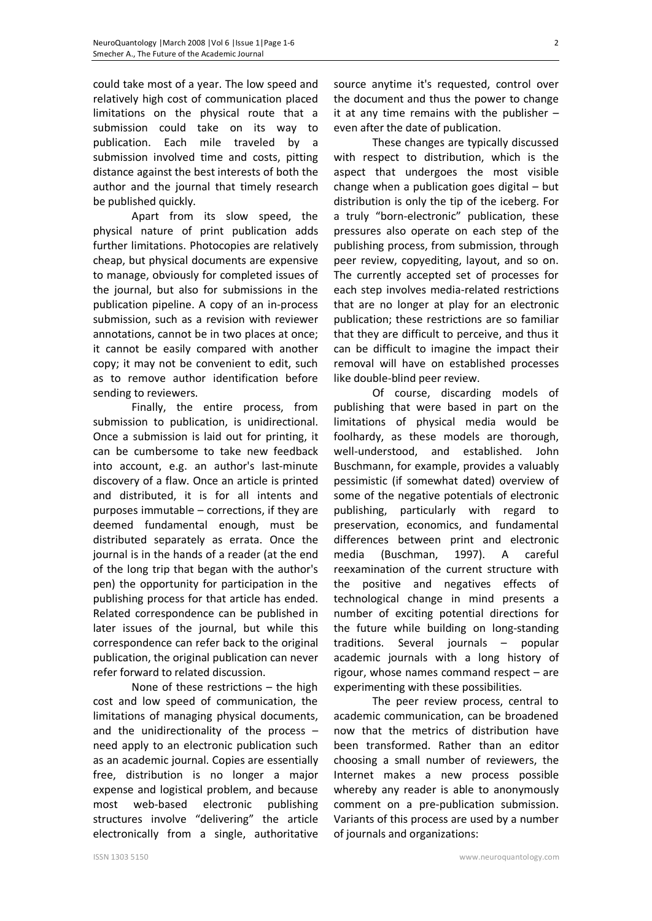could take most of a year. The low speed and relatively high cost of communication placed limitations on the physical route that a submission could take on its way to publication. Each mile traveled by a submission involved time and costs, pitting distance against the best interests of both the author and the journal that timely research be published quickly.

Apart from its slow speed, the physical nature of print publication adds further limitations. Photocopies are relatively cheap, but physical documents are expensive to manage, obviously for completed issues of the journal, but also for submissions in the publication pipeline. A copy of an in-process submission, such as a revision with reviewer annotations, cannot be in two places at once; it cannot be easily compared with another copy; it may not be convenient to edit, such as to remove author identification before sending to reviewers.

Finally, the entire process, from submission to publication, is unidirectional. Once a submission is laid out for printing, it can be cumbersome to take new feedback into account, e.g. an author's last-minute discovery of a flaw. Once an article is printed and distributed, it is for all intents and purposes immutable – corrections, if they are deemed fundamental enough, must be distributed separately as errata. Once the journal is in the hands of a reader (at the end of the long trip that began with the author's pen) the opportunity for participation in the publishing process for that article has ended. Related correspondence can be published in later issues of the journal, but while this correspondence can refer back to the original publication, the original publication can never refer forward to related discussion.

None of these restrictions – the high cost and low speed of communication, the limitations of managing physical documents, and the unidirectionality of the process – need apply to an electronic publication such as an academic journal. Copies are essentially free, distribution is no longer a major expense and logistical problem, and because most web-based electronic publishing structures involve "delivering" the article electronically from a single, authoritative source anytime it's requested, control over the document and thus the power to change it at any time remains with the publisher – even after the date of publication.

These changes are typically discussed with respect to distribution, which is the aspect that undergoes the most visible change when a publication goes digital – but distribution is only the tip of the iceberg. For a truly "born-electronic" publication, these pressures also operate on each step of the publishing process, from submission, through peer review, copyediting, layout, and so on. The currently accepted set of processes for each step involves media-related restrictions that are no longer at play for an electronic publication; these restrictions are so familiar that they are difficult to perceive, and thus it can be difficult to imagine the impact their removal will have on established processes like double-blind peer review.

Of course, discarding models of publishing that were based in part on the limitations of physical media would be foolhardy, as these models are thorough, well-understood, and established. John Buschmann, for example, provides a valuably pessimistic (if somewhat dated) overview of some of the negative potentials of electronic publishing, particularly with regard to preservation, economics, and fundamental differences between print and electronic media (Buschman, 1997). A careful reexamination of the current structure with the positive and negatives effects of technological change in mind presents a number of exciting potential directions for the future while building on long-standing traditions. Several journals – popular academic journals with a long history of rigour, whose names command respect – are experimenting with these possibilities.

The peer review process, central to academic communication, can be broadened now that the metrics of distribution have been transformed. Rather than an editor choosing a small number of reviewers, the Internet makes a new process possible whereby any reader is able to anonymously comment on a pre-publication submission. Variants of this process are used by a number of journals and organizations: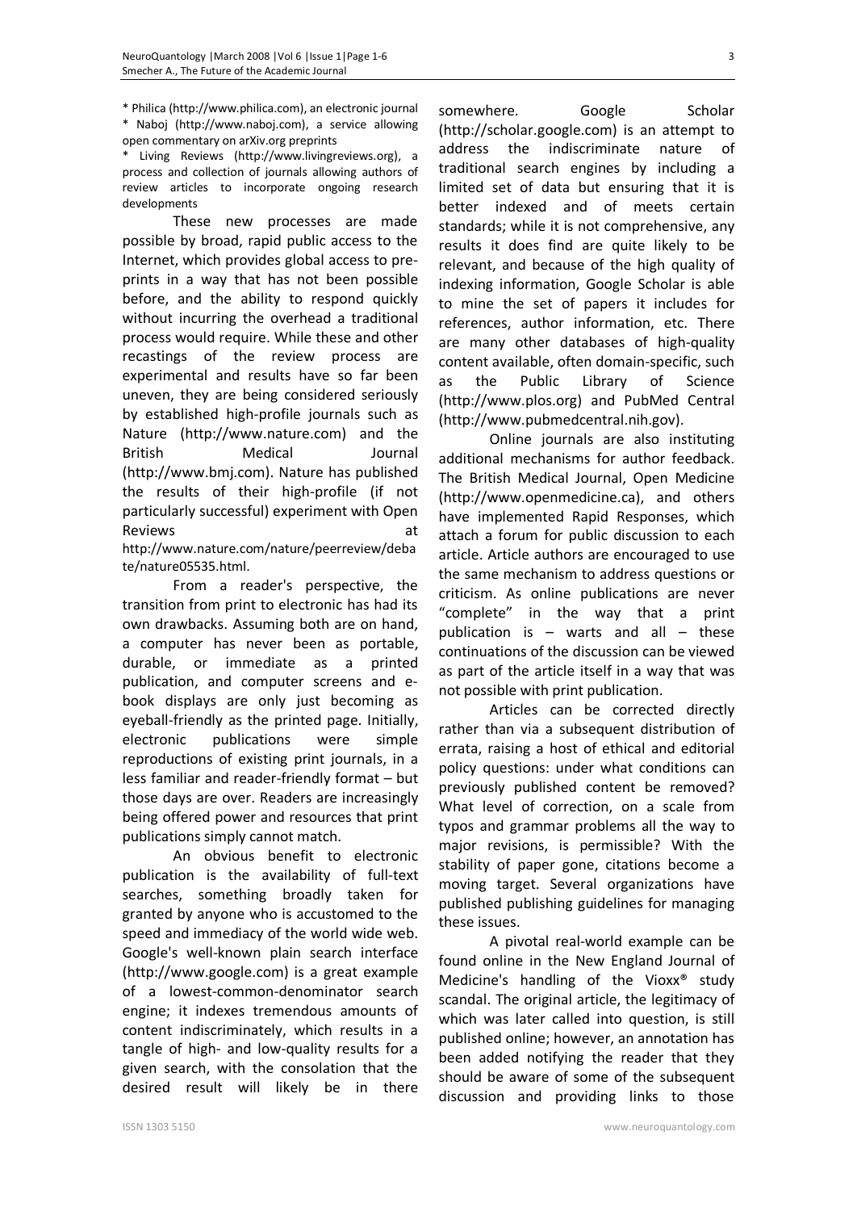* Philica (http://www.philica.com), an electronic journal
* Naboj (http://www.naboj.com), a service allowing open commentary on arXiv.org preprints
* Living Reviews (http://www.livingreviews.org), a process and collection of journals allowing authors of review articles to incorporate ongoing research developments

These new processes are made possible by broad, rapid public access to the Internet, which provides global access to pre-prints in a way that has not been possible before, and the ability to respond quickly without incurring the overhead a traditional process would require. While these and other recastings of the review process are experimental and results have so far been uneven, they are being considered seriously by established high-profile journals such as Nature (http://www.nature.com) and the British Medical Journal (http://www.bmj.com). Nature has published the results of their high-profile (if not particularly successful) experiment with Open Reviews at http://www.nature.com/nature/peerreview/debate/nature05535.html.

From a reader's perspective, the transition from print to electronic has had its own drawbacks. Assuming both are on hand, a computer has never been as portable, durable, or immediate as a printed publication, and computer screens and e-book displays are only just becoming as eyeball-friendly as the printed page. Initially, electronic publications were simple reproductions of existing print journals, in a less familiar and reader-friendly format – but those days are over. Readers are increasingly being offered power and resources that print publications simply cannot match.

An obvious benefit to electronic publication is the availability of full-text searches, something broadly taken for granted by anyone who is accustomed to the speed and immediacy of the world wide web. Google's well-known plain search interface (http://www.google.com) is a great example of a lowest-common-denominator search engine; it indexes tremendous amounts of content indiscriminately, which results in a tangle of high- and low-quality results for a given search, with the consolation that the desired result will likely be in there somewhere. Google Scholar (http://scholar.google.com) is an attempt to address the indiscriminate nature of traditional search engines by including a limited set of data but ensuring that it is better indexed and of meets certain standards; while it is not comprehensive, any results it does find are quite likely to be relevant, and because of the high quality of indexing information, Google Scholar is able to mine the set of papers it includes for references, author information, etc. There are many other databases of high-quality content available, often domain-specific, such as the Public Library of Science (http://www.plos.org) and PubMed Central (http://www.pubmedcentral.nih.gov).

Online journals are also instituting additional mechanisms for author feedback. The British Medical Journal, Open Medicine (http://www.openmedicine.ca), and others have implemented Rapid Responses, which attach a forum for public discussion to each article. Article authors are encouraged to use the same mechanism to address questions or criticism. As online publications are never "complete" in the way that a print publication is – warts and all – these continuations of the discussion can be viewed as part of the article itself in a way that was not possible with print publication.

Articles can be corrected directly rather than via a subsequent distribution of errata, raising a host of ethical and editorial policy questions: under what conditions can previously published content be removed? What level of correction, on a scale from typos and grammar problems all the way to major revisions, is permissible? With the stability of paper gone, citations become a moving target. Several organizations have published publishing guidelines for managing these issues.

A pivotal real-world example can be found online in the New England Journal of Medicine's handling of the Vioxx® study scandal. The original article, the legitimacy of which was later called into question, is still published online; however, an annotation has been added notifying the reader that they should be aware of some of the subsequent discussion and providing links to those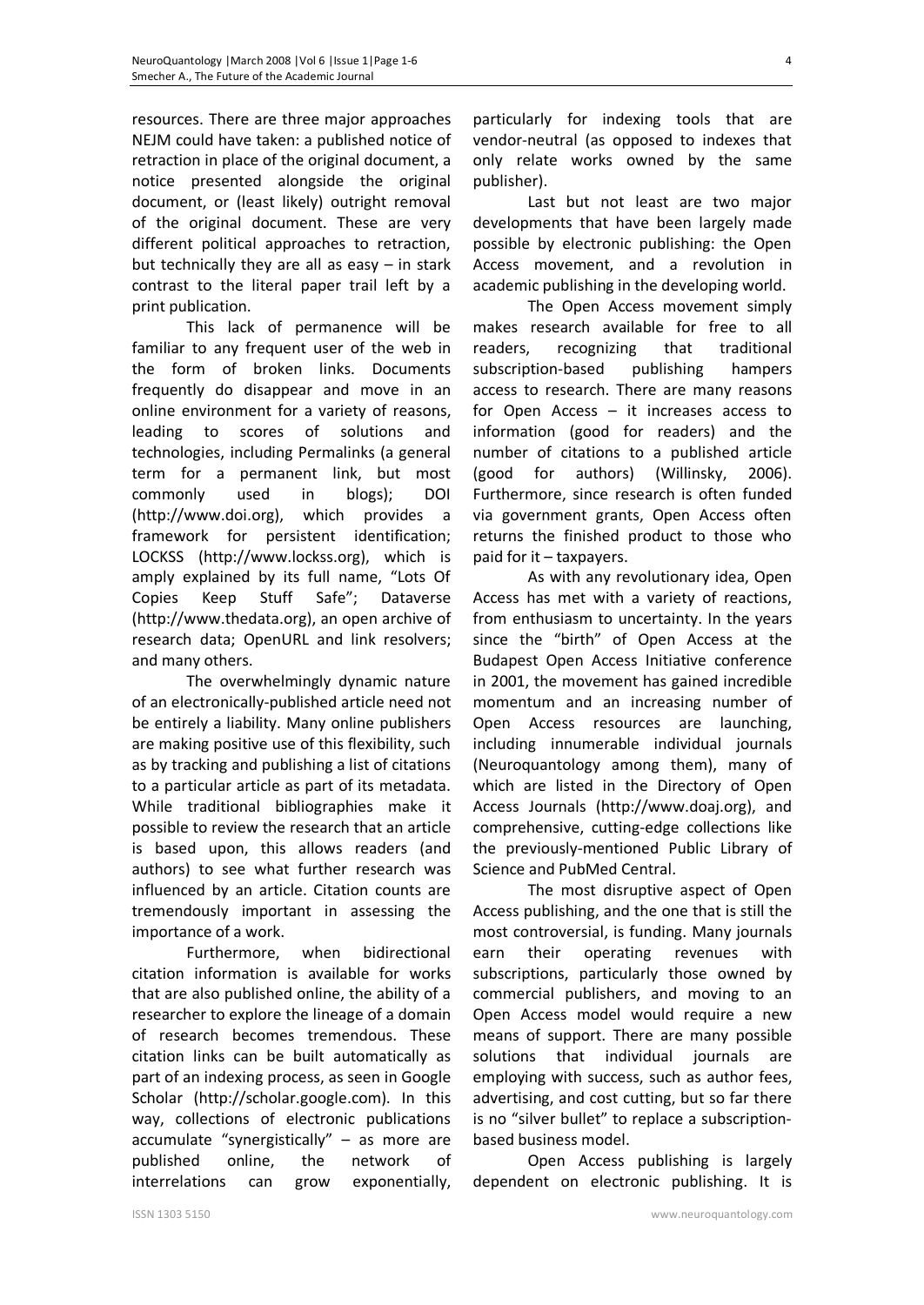resources. There are three major approaches NEJM could have taken: a published notice of retraction in place of the original document, a notice presented alongside the original document, or (least likely) outright removal of the original document. These are very different political approaches to retraction, but technically they are all as easy – in stark contrast to the literal paper trail left by a print publication.

This lack of permanence will be familiar to any frequent user of the web in the form of broken links. Documents frequently do disappear and move in an online environment for a variety of reasons, leading to scores of solutions and technologies, including Permalinks (a general term for a permanent link, but most commonly used in blogs); DOI (http://www.doi.org), which provides a framework for persistent identification; LOCKSS (http://www.lockss.org), which is amply explained by its full name, "Lots Of Copies Keep Stuff Safe"; Dataverse (http://www.thedata.org), an open archive of research data; OpenURL and link resolvers; and many others.

The overwhelmingly dynamic nature of an electronically-published article need not be entirely a liability. Many online publishers are making positive use of this flexibility, such as by tracking and publishing a list of citations to a particular article as part of its metadata. While traditional bibliographies make it possible to review the research that an article is based upon, this allows readers (and authors) to see what further research was influenced by an article. Citation counts are tremendously important in assessing the importance of a work.

Furthermore, when bidirectional citation information is available for works that are also published online, the ability of a researcher to explore the lineage of a domain of research becomes tremendous. These citation links can be built automatically as part of an indexing process, as seen in Google Scholar (http://scholar.google.com). In this way, collections of electronic publications accumulate "synergistically" – as more are published online, the network of interrelations can grow exponentially, particularly for indexing tools that are vendor-neutral (as opposed to indexes that only relate works owned by the same publisher).

Last but not least are two major developments that have been largely made possible by electronic publishing: the Open Access movement, and a revolution in academic publishing in the developing world.

The Open Access movement simply makes research available for free to all readers, recognizing that traditional subscription-based publishing hampers access to research. There are many reasons for Open Access – it increases access to information (good for readers) and the number of citations to a published article (good for authors) (Willinsky, 2006). Furthermore, since research is often funded via government grants, Open Access often returns the finished product to those who paid for it – taxpayers.

As with any revolutionary idea, Open Access has met with a variety of reactions, from enthusiasm to uncertainty. In the years since the "birth" of Open Access at the Budapest Open Access Initiative conference in 2001, the movement has gained incredible momentum and an increasing number of Open Access resources are launching, including innumerable individual journals (Neuroquantology among them), many of which are listed in the Directory of Open Access Journals (http://www.doaj.org), and comprehensive, cutting-edge collections like the previously-mentioned Public Library of Science and PubMed Central.

The most disruptive aspect of Open Access publishing, and the one that is still the most controversial, is funding. Many journals earn their operating revenues with subscriptions, particularly those owned by commercial publishers, and moving to an Open Access model would require a new means of support. There are many possible solutions that individual journals are employing with success, such as author fees, advertising, and cost cutting, but so far there is no "silver bullet" to replace a subscription-based business model.

Open Access publishing is largely dependent on electronic publishing. It is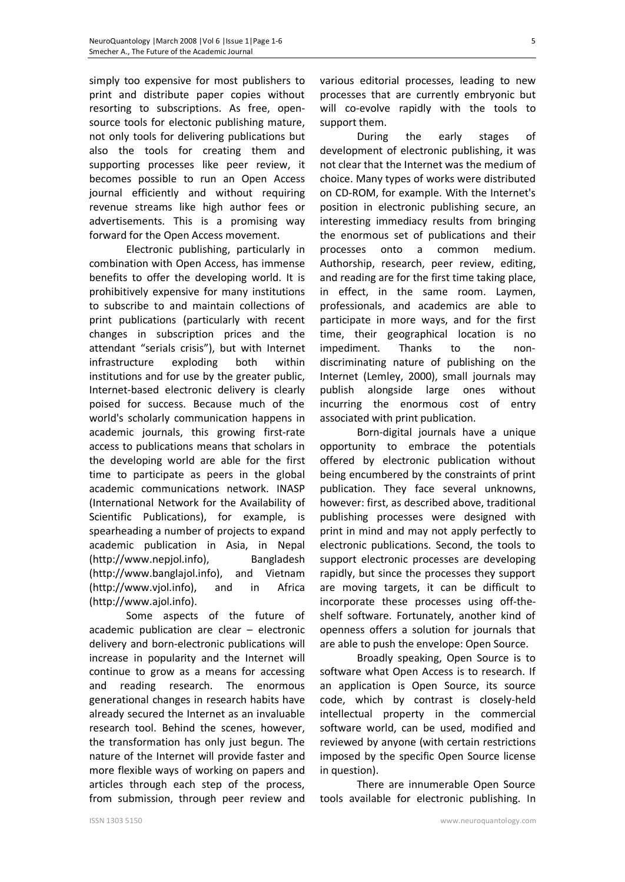simply too expensive for most publishers to print and distribute paper copies without resorting to subscriptions. As free, open-source tools for electonic publishing mature, not only tools for delivering publications but also the tools for creating them and supporting processes like peer review, it becomes possible to run an Open Access journal efficiently and without requiring revenue streams like high author fees or advertisements. This is a promising way forward for the Open Access movement.

Electronic publishing, particularly in combination with Open Access, has immense benefits to offer the developing world. It is prohibitively expensive for many institutions to subscribe to and maintain collections of print publications (particularly with recent changes in subscription prices and the attendant "serials crisis"), but with Internet infrastructure exploding both within institutions and for use by the greater public, Internet-based electronic delivery is clearly poised for success. Because much of the world's scholarly communication happens in academic journals, this growing first-rate access to publications means that scholars in the developing world are able for the first time to participate as peers in the global academic communications network. INASP (International Network for the Availability of Scientific Publications), for example, is spearheading a number of projects to expand academic publication in Asia, in Nepal (http://www.nepjol.info), Bangladesh (http://www.banglajol.info), and Vietnam (http://www.vjol.info), and in Africa (http://www.ajol.info).

Some aspects of the future of academic publication are clear – electronic delivery and born-electronic publications will increase in popularity and the Internet will continue to grow as a means for accessing and reading research. The enormous generational changes in research habits have already secured the Internet as an invaluable research tool. Behind the scenes, however, the transformation has only just begun. The nature of the Internet will provide faster and more flexible ways of working on papers and articles through each step of the process, from submission, through peer review and various editorial processes, leading to new processes that are currently embryonic but will co-evolve rapidly with the tools to support them.

During the early stages of development of electronic publishing, it was not clear that the Internet was the medium of choice. Many types of works were distributed on CD-ROM, for example. With the Internet's position in electronic publishing secure, an interesting immediacy results from bringing the enormous set of publications and their processes onto a common medium. Authorship, research, peer review, editing, and reading are for the first time taking place, in effect, in the same room. Laymen, professionals, and academics are able to participate in more ways, and for the first time, their geographical location is no impediment. Thanks to the non-discriminating nature of publishing on the Internet (Lemley, 2000), small journals may publish alongside large ones without incurring the enormous cost of entry associated with print publication.

Born-digital journals have a unique opportunity to embrace the potentials offered by electronic publication without being encumbered by the constraints of print publication. They face several unknowns, however: first, as described above, traditional publishing processes were designed with print in mind and may not apply perfectly to electronic publications. Second, the tools to support electronic processes are developing rapidly, but since the processes they support are moving targets, it can be difficult to incorporate these processes using off-the-shelf software. Fortunately, another kind of openness offers a solution for journals that are able to push the envelope: Open Source.

Broadly speaking, Open Source is to software what Open Access is to research. If an application is Open Source, its source code, which by contrast is closely-held intellectual property in the commercial software world, can be used, modified and reviewed by anyone (with certain restrictions imposed by the specific Open Source license in question).

There are innumerable Open Source tools available for electronic publishing. In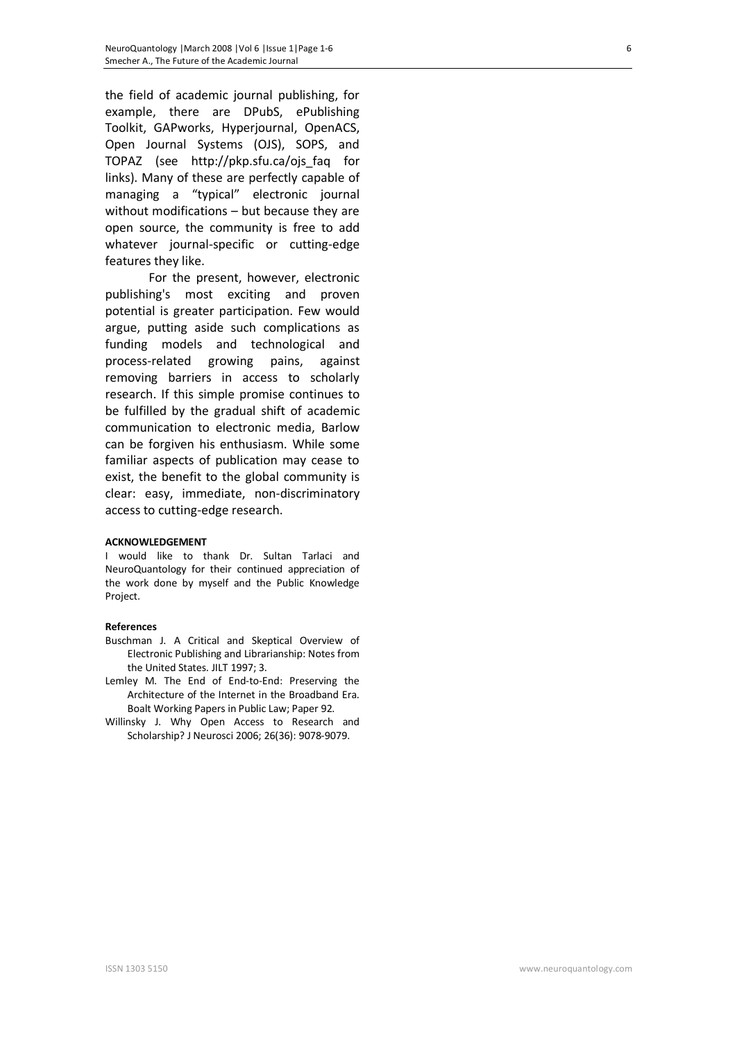the field of academic journal publishing, for example, there are DPubS, ePublishing Toolkit, GAPworks, Hyperjournal, OpenACS, Open Journal Systems (OJS), SOPS, and TOPAZ (see http://pkp.sfu.ca/ojs_faq for links). Many of these are perfectly capable of managing a "typical" electronic journal without modifications – but because they are open source, the community is free to add whatever journal-specific or cutting-edge features they like.

For the present, however, electronic publishing's most exciting and proven potential is greater participation. Few would argue, putting aside such complications as funding models and technological and process-related growing pains, against removing barriers in access to scholarly research. If this simple promise continues to be fulfilled by the gradual shift of academic communication to electronic media, Barlow can be forgiven his enthusiasm. While some familiar aspects of publication may cease to exist, the benefit to the global community is clear: easy, immediate, non-discriminatory access to cutting-edge research.

**ACKNOWLEDGEMENT**

I would like to thank Dr. Sultan Tarlaci and NeuroQuantology for their continued appreciation of the work done by myself and the Public Knowledge Project.

**References**

Buschman J. A Critical and Skeptical Overview of Electronic Publishing and Librarianship: Notes from the United States. JILT 1997; 3.

Lemley M. The End of End-to-End: Preserving the Architecture of the Internet in the Broadband Era. Boalt Working Papers in Public Law; Paper 92.

Willinsky J. Why Open Access to Research and Scholarship? J Neurosci 2006; 26(36): 9078-9079.